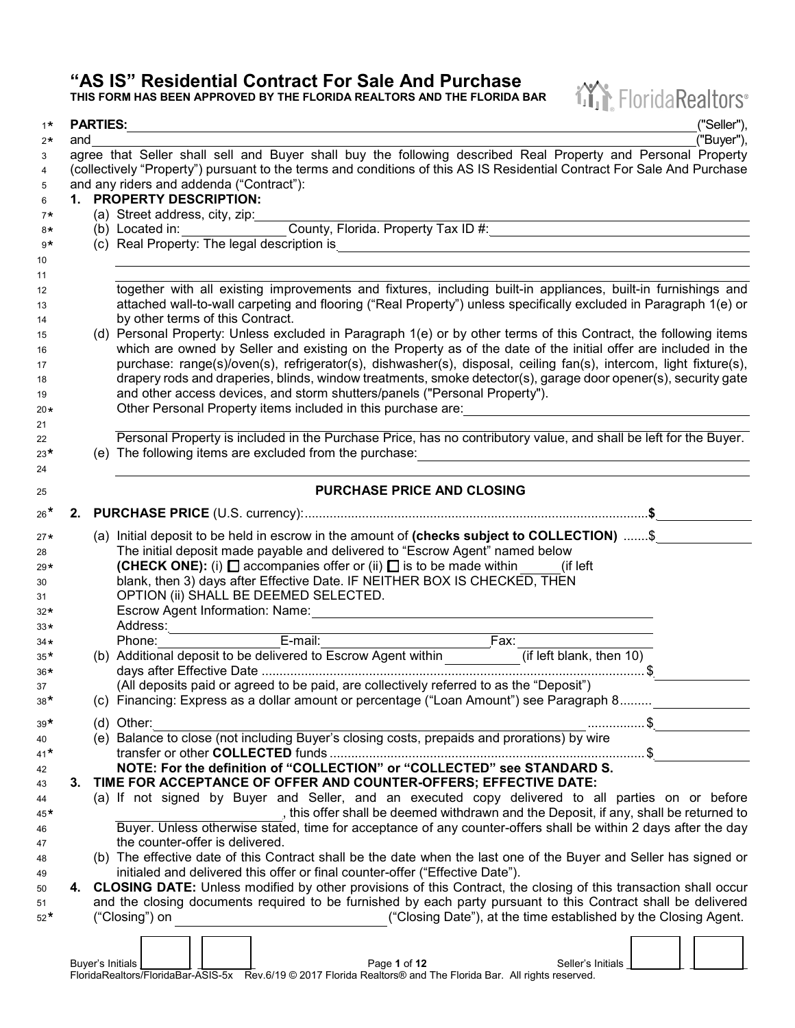# "AS IS" Residential Contract For Sale And Purchase

**THIS FORM HAS BEEN APPROVED BY THE FLORIDA REALTORS AND THE FLORIDA BAR**

**PARTIES:** ______________________________ ("Seller"),
and ______________________________ ("Buyer"),
agree that Seller shall sell and Buyer shall buy the following described Real Property and Personal Property (collectively "Property") pursuant to the terms and conditions of this AS IS Residential Contract For Sale And Purchase and any riders and addenda ("Contract"):

**1. PROPERTY DESCRIPTION:**

(a) Street address, city, zip: ______________________________

(b) Located in: ______________ County, Florida. Property Tax ID #: ______________________________

(c) Real Property: The legal description is ______________________________

______________________________

______________________________

together with all existing improvements and fixtures, including built-in appliances, built-in furnishings and attached wall-to-wall carpeting and flooring ("Real Property") unless specifically excluded in Paragraph 1(e) or by other terms of this Contract.

(d) Personal Property: Unless excluded in Paragraph 1(e) or by other terms of this Contract, the following items which are owned by Seller and existing on the Property as of the date of the initial offer are included in the purchase: range(s)/oven(s), refrigerator(s), dishwasher(s), disposal, ceiling fan(s), intercom, light fixture(s), drapery rods and draperies, blinds, window treatments, smoke detector(s), garage door opener(s), security gate and other access devices, and storm shutters/panels ("Personal Property").

Other Personal Property items included in this purchase are: ______________________________

______________________________

Personal Property is included in the Purchase Price, has no contributory value, and shall be left for the Buyer.

(e) The following items are excluded from the purchase: ______________________________

______________________________

## PURCHASE PRICE AND CLOSING

**2. PURCHASE PRICE** (U.S. currency): .............................................................................................. **$** ______________

(a) Initial deposit to be held in escrow in the amount of **(checks subject to COLLECTION)** .......$ ______________
The initial deposit made payable and delivered to "Escrow Agent" named below
**(CHECK ONE):** (i) ☐ accompanies offer or (ii) ☐ is to be made within ______ (if left blank, then 3) days after Effective Date. IF NEITHER BOX IS CHECKED, THEN OPTION (ii) SHALL BE DEEMED SELECTED.
Escrow Agent Information: Name: ______________________________
Address: ______________________________
Phone: ______________ E-mail: ______________ Fax: ______________

(b) Additional deposit to be delivered to Escrow Agent within ______________ (if left blank, then 10) days after Effective Date ............................................................................................................$ ______________
(All deposits paid or agreed to be paid, are collectively referred to as the "Deposit")

(c) Financing: Express as a dollar amount or percentage ("Loan Amount") see Paragraph 8......... ______________

(d) Other: ______________________________ ................$ ______________

(e) Balance to close (not including Buyer's closing costs, prepaids and prorations) by wire transfer or other **COLLECTED** funds .......................................................................................$ ______________

**NOTE: For the definition of "COLLECTION" or "COLLECTED" see STANDARD S.**

**3. TIME FOR ACCEPTANCE OF OFFER AND COUNTER-OFFERS; EFFECTIVE DATE:**

(a) If not signed by Buyer and Seller, and an executed copy delivered to all parties on or before ______________________, this offer shall be deemed withdrawn and the Deposit, if any, shall be returned to Buyer. Unless otherwise stated, time for acceptance of any counter-offers shall be within 2 days after the day the counter-offer is delivered.

(b) The effective date of this Contract shall be the date when the last one of the Buyer and Seller has signed or initialed and delivered this offer or final counter-offer ("Effective Date").

**4. CLOSING DATE:** Unless modified by other provisions of this Contract, the closing of this transaction shall occur and the closing documents required to be furnished by each party pursuant to this Contract shall be delivered ("Closing") on ______________________________ ("Closing Date"), at the time established by the Closing Agent.

Buyer's Initials ______ ______ Seller's Initials ______ ______

FloridaRealtors/FloridaBar-ASIS-5x Rev.6/19 © 2017 Florida Realtors® and The Florida Bar. All rights reserved.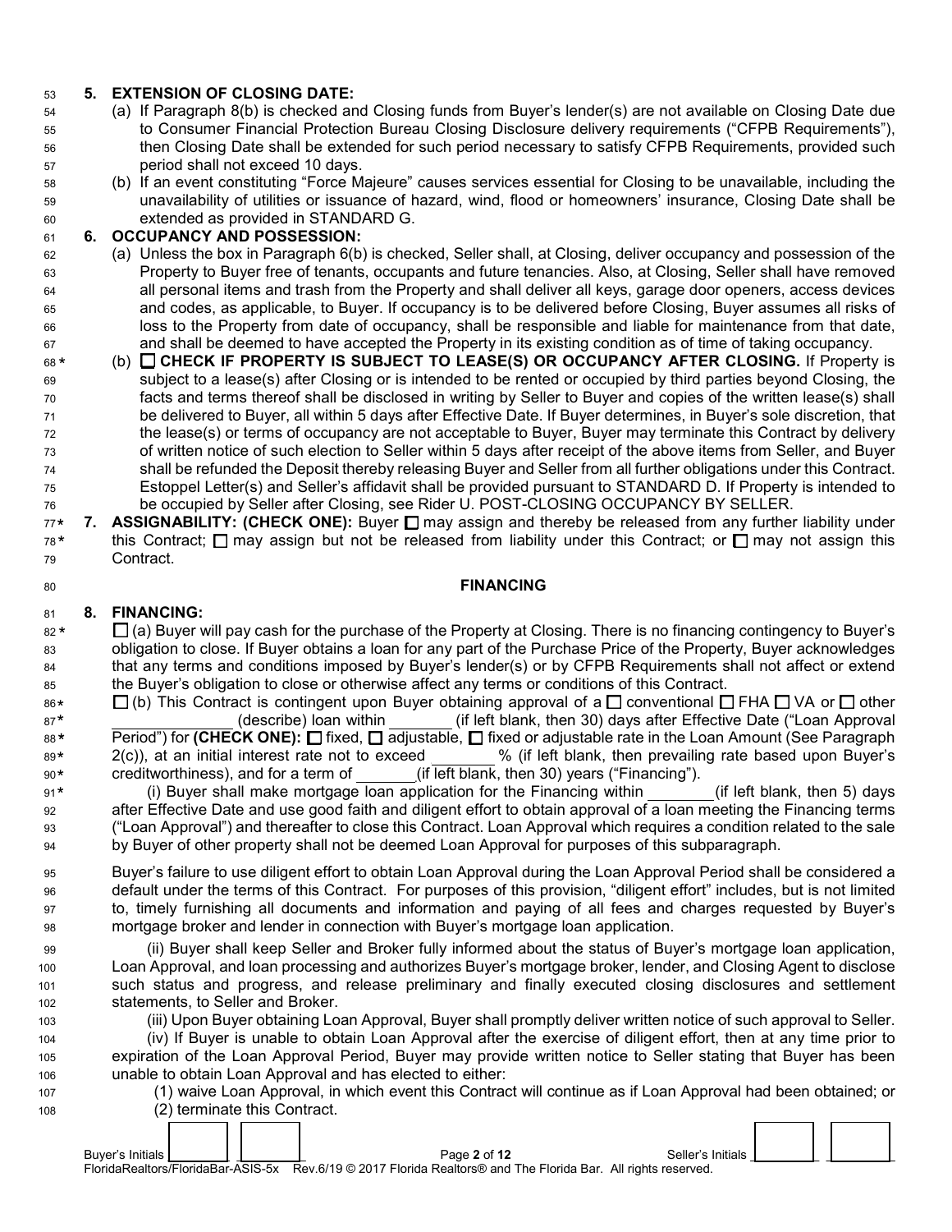**5. EXTENSION OF CLOSING DATE:**

(a) If Paragraph 8(b) is checked and Closing funds from Buyer's lender(s) are not available on Closing Date due to Consumer Financial Protection Bureau Closing Disclosure delivery requirements ("CFPB Requirements"), then Closing Date shall be extended for such period necessary to satisfy CFPB Requirements, provided such period shall not exceed 10 days.

(b) If an event constituting "Force Majeure" causes services essential for Closing to be unavailable, including the unavailability of utilities or issuance of hazard, wind, flood or homeowners' insurance, Closing Date shall be extended as provided in STANDARD G.

**6. OCCUPANCY AND POSSESSION:**

(a) Unless the box in Paragraph 6(b) is checked, Seller shall, at Closing, deliver occupancy and possession of the Property to Buyer free of tenants, occupants and future tenancies. Also, at Closing, Seller shall have removed all personal items and trash from the Property and shall deliver all keys, garage door openers, access devices and codes, as applicable, to Buyer. If occupancy is to be delivered before Closing, Buyer assumes all risks of loss to the Property from date of occupancy, shall be responsible and liable for maintenance from that date, and shall be deemed to have accepted the Property in its existing condition as of time of taking occupancy.

\* (b) ☐ **CHECK IF PROPERTY IS SUBJECT TO LEASE(S) OR OCCUPANCY AFTER CLOSING.** If Property is subject to a lease(s) after Closing or is intended to be rented or occupied by third parties beyond Closing, the facts and terms thereof shall be disclosed in writing by Seller to Buyer and copies of the written lease(s) shall be delivered to Buyer, all within 5 days after Effective Date. If Buyer determines, in Buyer's sole discretion, that the lease(s) or terms of occupancy are not acceptable to Buyer, Buyer may terminate this Contract by delivery of written notice of such election to Seller within 5 days after receipt of the above items from Seller, and Buyer shall be refunded the Deposit thereby releasing Buyer and Seller from all further obligations under this Contract. Estoppel Letter(s) and Seller's affidavit shall be provided pursuant to STANDARD D. If Property is intended to be occupied by Seller after Closing, see Rider U. POST-CLOSING OCCUPANCY BY SELLER.

\* **7. ASSIGNABILITY: (CHECK ONE):** Buyer ☐ may assign and thereby be released from any further liability under this Contract; ☐ may assign but not be released from liability under this Contract; or ☐ may not assign this Contract.

## FINANCING

**8. FINANCING:**

\* ☐ (a) Buyer will pay cash for the purchase of the Property at Closing. There is no financing contingency to Buyer's obligation to close. If Buyer obtains a loan for any part of the Purchase Price of the Property, Buyer acknowledges that any terms and conditions imposed by Buyer's lender(s) or by CFPB Requirements shall not affect or extend the Buyer's obligation to close or otherwise affect any terms or conditions of this Contract.

\* ☐ (b) This Contract is contingent upon Buyer obtaining approval of a ☐ conventional ☐ FHA ☐ VA or ☐ other _____________ (describe) loan within _______ (if left blank, then 30) days after Effective Date ("Loan Approval Period") for **(CHECK ONE):** ☐ fixed, ☐ adjustable, ☐ fixed or adjustable rate in the Loan Amount (See Paragraph 2(c)), at an initial interest rate not to exceed _______ % (if left blank, then prevailing rate based upon Buyer's creditworthiness), and for a term of _______ (if left blank, then 30) years ("Financing").

\* (i) Buyer shall make mortgage loan application for the Financing within ________ (if left blank, then 5) days after Effective Date and use good faith and diligent effort to obtain approval of a loan meeting the Financing terms ("Loan Approval") and thereafter to close this Contract. Loan Approval which requires a condition related to the sale by Buyer of other property shall not be deemed Loan Approval for purposes of this subparagraph.

Buyer's failure to use diligent effort to obtain Loan Approval during the Loan Approval Period shall be considered a default under the terms of this Contract. For purposes of this provision, "diligent effort" includes, but is not limited to, timely furnishing all documents and information and paying of all fees and charges requested by Buyer's mortgage broker and lender in connection with Buyer's mortgage loan application.

(ii) Buyer shall keep Seller and Broker fully informed about the status of Buyer's mortgage loan application, Loan Approval, and loan processing and authorizes Buyer's mortgage broker, lender, and Closing Agent to disclose such status and progress, and release preliminary and finally executed closing disclosures and settlement statements, to Seller and Broker.

(iii) Upon Buyer obtaining Loan Approval, Buyer shall promptly deliver written notice of such approval to Seller.

(iv) If Buyer is unable to obtain Loan Approval after the exercise of diligent effort, then at any time prior to expiration of the Loan Approval Period, Buyer may provide written notice to Seller stating that Buyer has been unable to obtain Loan Approval and has elected to either:

(1) waive Loan Approval, in which event this Contract will continue as if Loan Approval had been obtained; or

(2) terminate this Contract.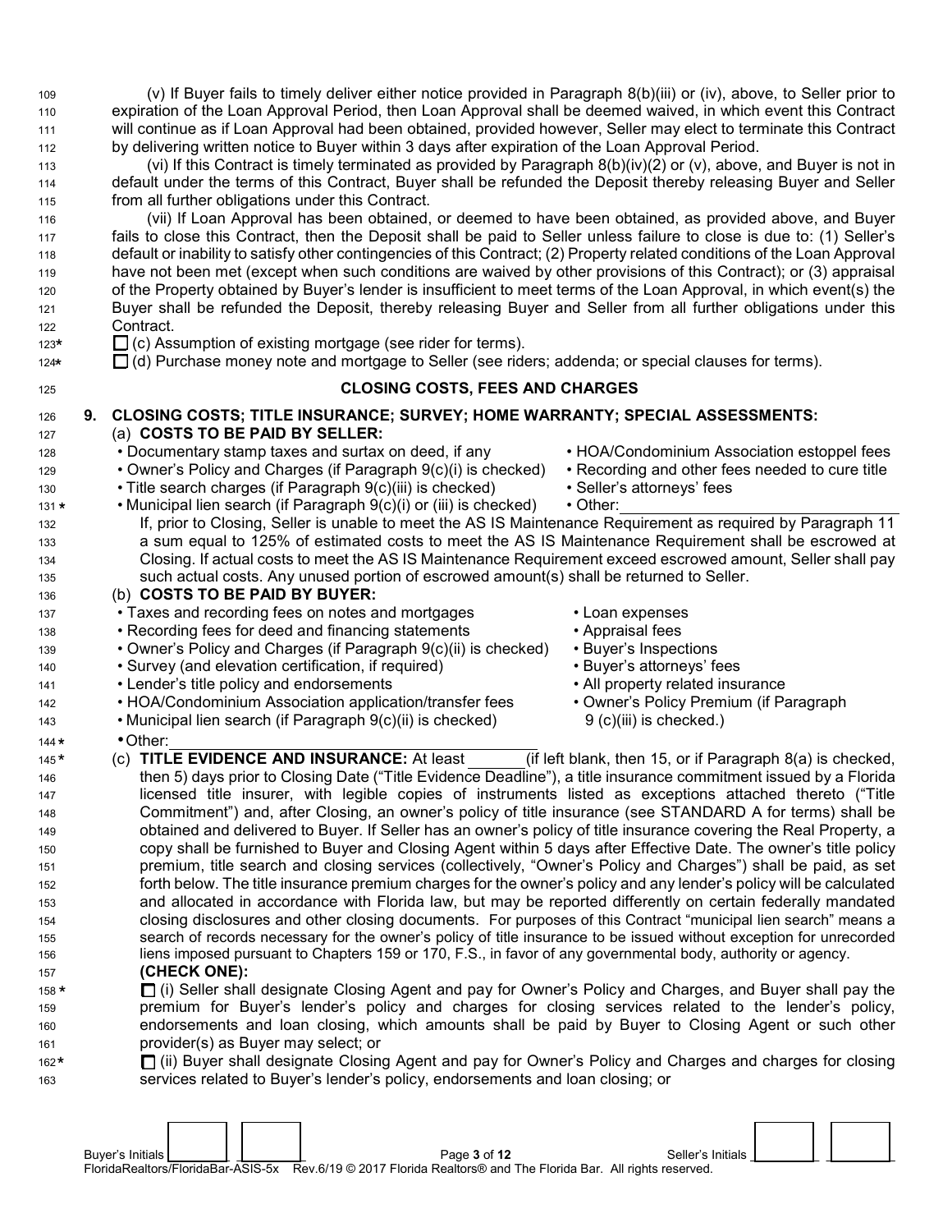(v) If Buyer fails to timely deliver either notice provided in Paragraph 8(b)(iii) or (iv), above, to Seller prior to expiration of the Loan Approval Period, then Loan Approval shall be deemed waived, in which event this Contract will continue as if Loan Approval had been obtained, provided however, Seller may elect to terminate this Contract by delivering written notice to Buyer within 3 days after expiration of the Loan Approval Period.

(vi) If this Contract is timely terminated as provided by Paragraph 8(b)(iv)(2) or (v), above, and Buyer is not in default under the terms of this Contract, Buyer shall be refunded the Deposit thereby releasing Buyer and Seller from all further obligations under this Contract.

(vii) If Loan Approval has been obtained, or deemed to have been obtained, as provided above, and Buyer fails to close this Contract, then the Deposit shall be paid to Seller unless failure to close is due to: (1) Seller's default or inability to satisfy other contingencies of this Contract; (2) Property related conditions of the Loan Approval have not been met (except when such conditions are waived by other provisions of this Contract); or (3) appraisal of the Property obtained by Buyer's lender is insufficient to meet terms of the Loan Approval, in which event(s) the Buyer shall be refunded the Deposit, thereby releasing Buyer and Seller from all further obligations under this Contract.

☐ (c) Assumption of existing mortgage (see rider for terms).

☐ (d) Purchase money note and mortgage to Seller (see riders; addenda; or special clauses for terms).

## CLOSING COSTS, FEES AND CHARGES

**9. CLOSING COSTS; TITLE INSURANCE; SURVEY; HOME WARRANTY; SPECIAL ASSESSMENTS:**

(a) **COSTS TO BE PAID BY SELLER:**

- Documentary stamp taxes and surtax on deed, if any
- Owner's Policy and Charges (if Paragraph 9(c)(i) is checked)
- Title search charges (if Paragraph 9(c)(iii) is checked)
- Municipal lien search (if Paragraph 9(c)(i) or (iii) is checked)
- HOA/Condominium Association estoppel fees
- Recording and other fees needed to cure title
- Seller's attorneys' fees
- Other: \_\_\_\_\_\_\_\_\_\_\_\_\_\_\_\_\_\_\_\_

If, prior to Closing, Seller is unable to meet the AS IS Maintenance Requirement as required by Paragraph 11 a sum equal to 125% of estimated costs to meet the AS IS Maintenance Requirement shall be escrowed at Closing. If actual costs to meet the AS IS Maintenance Requirement exceed escrowed amount, Seller shall pay such actual costs. Any unused portion of escrowed amount(s) shall be returned to Seller.

(b) **COSTS TO BE PAID BY BUYER:**

- Taxes and recording fees on notes and mortgages
- Recording fees for deed and financing statements
- Owner's Policy and Charges (if Paragraph 9(c)(ii) is checked)
- Survey (and elevation certification, if required)
- Lender's title policy and endorsements
- HOA/Condominium Association application/transfer fees
- Municipal lien search (if Paragraph 9(c)(ii) is checked)
- Loan expenses
- Appraisal fees
- Buyer's Inspections
- Buyer's attorneys' fees
- All property related insurance
- Owner's Policy Premium (if Paragraph 9 (c)(iii) is checked.)
- Other: \_\_\_\_\_\_\_\_\_\_\_\_\_\_\_\_\_\_\_\_

(c) **TITLE EVIDENCE AND INSURANCE:** At least \_\_\_\_\_\_ (if left blank, then 15, or if Paragraph 8(a) is checked, then 5) days prior to Closing Date ("Title Evidence Deadline"), a title insurance commitment issued by a Florida licensed title insurer, with legible copies of instruments listed as exceptions attached thereto ("Title Commitment") and, after Closing, an owner's policy of title insurance (see STANDARD A for terms) shall be obtained and delivered to Buyer. If Seller has an owner's policy of title insurance covering the Real Property, a copy shall be furnished to Buyer and Closing Agent within 5 days after Effective Date. The owner's title policy premium, title search and closing services (collectively, "Owner's Policy and Charges") shall be paid, as set forth below. The title insurance premium charges for the owner's policy and any lender's policy will be calculated and allocated in accordance with Florida law, but may be reported differently on certain federally mandated closing disclosures and other closing documents. For purposes of this Contract "municipal lien search" means a search of records necessary for the owner's policy of title insurance to be issued without exception for unrecorded liens imposed pursuant to Chapters 159 or 170, F.S., in favor of any governmental body, authority or agency.

**(CHECK ONE):**

☐ (i) Seller shall designate Closing Agent and pay for Owner's Policy and Charges, and Buyer shall pay the premium for Buyer's lender's policy and charges for closing services related to the lender's policy, endorsements and loan closing, which amounts shall be paid by Buyer to Closing Agent or such other provider(s) as Buyer may select; or

☐ (ii) Buyer shall designate Closing Agent and pay for Owner's Policy and Charges and charges for closing services related to Buyer's lender's policy, endorsements and loan closing; or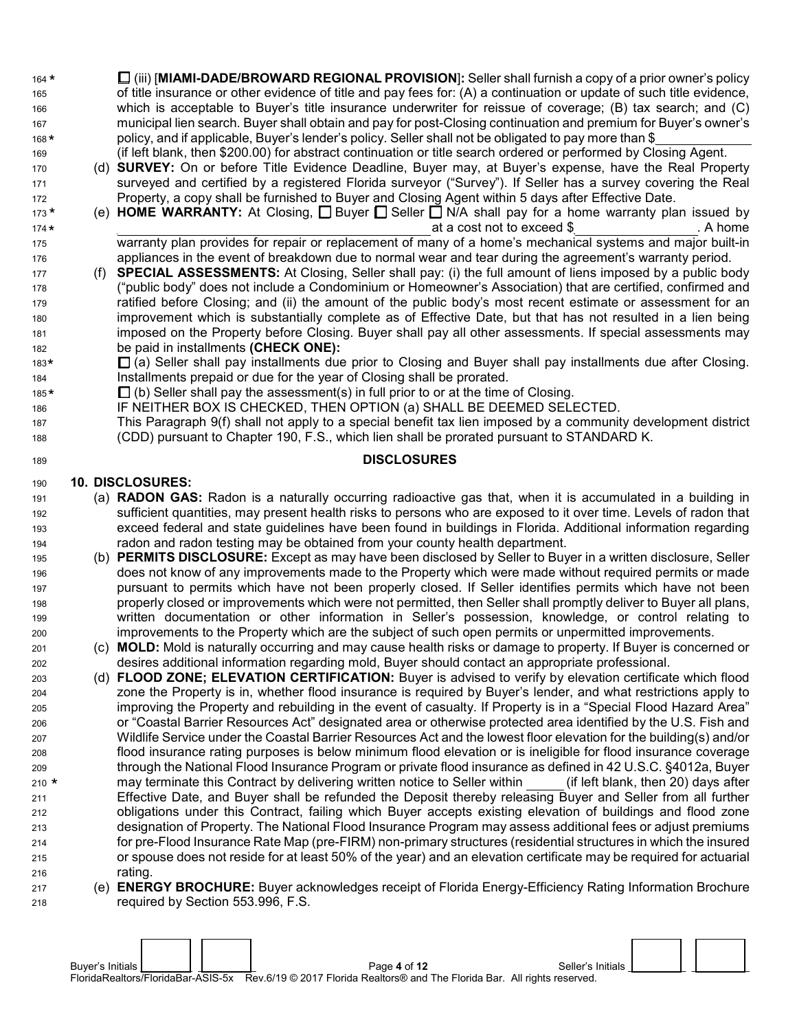☐ (iii) [**MIAMI-DADE/BROWARD REGIONAL PROVISION**]: Seller shall furnish a copy of a prior owner's policy of title insurance or other evidence of title and pay fees for: (A) a continuation or update of such title evidence, which is acceptable to Buyer's title insurance underwriter for reissue of coverage; (B) tax search; and (C) municipal lien search. Buyer shall obtain and pay for post-Closing continuation and premium for Buyer's owner's policy, and if applicable, Buyer's lender's policy. Seller shall not be obligated to pay more than $\_\_\_\_\_\_\_\_ (if left blank, then $200.00) for abstract continuation or title search ordered or performed by Closing Agent.

(d) **SURVEY:** On or before Title Evidence Deadline, Buyer may, at Buyer's expense, have the Real Property surveyed and certified by a registered Florida surveyor ("Survey"). If Seller has a survey covering the Real Property, a copy shall be furnished to Buyer and Closing Agent within 5 days after Effective Date.

(e) **HOME WARRANTY:** At Closing, ☐ Buyer ☐ Seller ☐ N/A shall pay for a home warranty plan issued by \_\_\_\_\_\_\_\_\_\_\_\_\_\_\_\_\_\_\_\_ at a cost not to exceed $\_\_\_\_\_\_\_\_. A home warranty plan provides for repair or replacement of many of a home's mechanical systems and major built-in appliances in the event of breakdown due to normal wear and tear during the agreement's warranty period.

(f) **SPECIAL ASSESSMENTS:** At Closing, Seller shall pay: (i) the full amount of liens imposed by a public body ("public body" does not include a Condominium or Homeowner's Association) that are certified, confirmed and ratified before Closing; and (ii) the amount of the public body's most recent estimate or assessment for an improvement which is substantially complete as of Effective Date, but that has not resulted in a lien being imposed on the Property before Closing. Buyer shall pay all other assessments. If special assessments may be paid in installments **(CHECK ONE):**

☐ (a) Seller shall pay installments due prior to Closing and Buyer shall pay installments due after Closing. Installments prepaid or due for the year of Closing shall be prorated.

☐ (b) Seller shall pay the assessment(s) in full prior to or at the time of Closing.

IF NEITHER BOX IS CHECKED, THEN OPTION (a) SHALL BE DEEMED SELECTED.

This Paragraph 9(f) shall not apply to a special benefit tax lien imposed by a community development district (CDD) pursuant to Chapter 190, F.S., which lien shall be prorated pursuant to STANDARD K.

## DISCLOSURES

**10. DISCLOSURES:**

(a) **RADON GAS:** Radon is a naturally occurring radioactive gas that, when it is accumulated in a building in sufficient quantities, may present health risks to persons who are exposed to it over time. Levels of radon that exceed federal and state guidelines have been found in buildings in Florida. Additional information regarding radon and radon testing may be obtained from your county health department.

(b) **PERMITS DISCLOSURE:** Except as may have been disclosed by Seller to Buyer in a written disclosure, Seller does not know of any improvements made to the Property which were made without required permits or made pursuant to permits which have not been properly closed. If Seller identifies permits which have not been properly closed or improvements which were not permitted, then Seller shall promptly deliver to Buyer all plans, written documentation or other information in Seller's possession, knowledge, or control relating to improvements to the Property which are the subject of such open permits or unpermitted improvements.

(c) **MOLD:** Mold is naturally occurring and may cause health risks or damage to property. If Buyer is concerned or desires additional information regarding mold, Buyer should contact an appropriate professional.

(d) **FLOOD ZONE; ELEVATION CERTIFICATION:** Buyer is advised to verify by elevation certificate which flood zone the Property is in, whether flood insurance is required by Buyer's lender, and what restrictions apply to improving the Property and rebuilding in the event of casualty. If Property is in a "Special Flood Hazard Area" or "Coastal Barrier Resources Act" designated area or otherwise protected area identified by the U.S. Fish and Wildlife Service under the Coastal Barrier Resources Act and the lowest floor elevation for the building(s) and/or flood insurance rating purposes is below minimum flood elevation or is ineligible for flood insurance coverage through the National Flood Insurance Program or private flood insurance as defined in 42 U.S.C. §4012a, Buyer may terminate this Contract by delivering written notice to Seller within \_\_\_\_\_ (if left blank, then 20) days after Effective Date, and Buyer shall be refunded the Deposit thereby releasing Buyer and Seller from all further obligations under this Contract, failing which Buyer accepts existing elevation of buildings and flood zone designation of Property. The National Flood Insurance Program may assess additional fees or adjust premiums for pre-Flood Insurance Rate Map (pre-FIRM) non-primary structures (residential structures in which the insured or spouse does not reside for at least 50% of the year) and an elevation certificate may be required for actuarial rating.

(e) **ENERGY BROCHURE:** Buyer acknowledges receipt of Florida Energy-Efficiency Rating Information Brochure required by Section 553.996, F.S.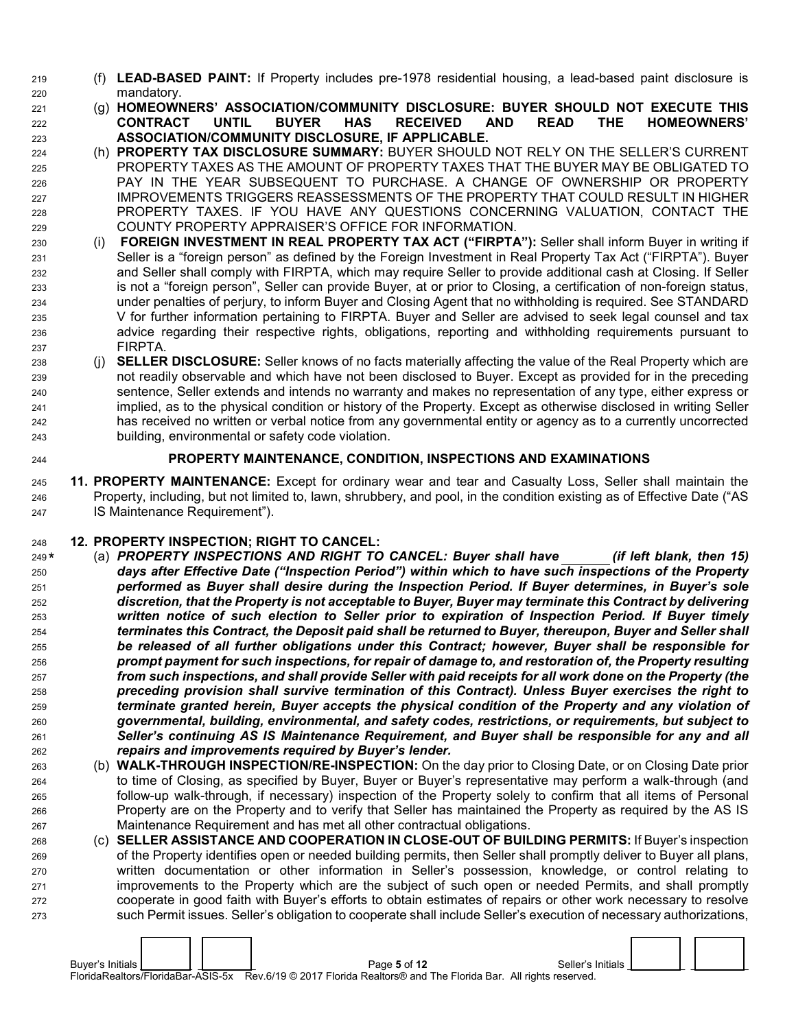(f) **LEAD-BASED PAINT:** If Property includes pre-1978 residential housing, a lead-based paint disclosure is mandatory.

(g) **HOMEOWNERS' ASSOCIATION/COMMUNITY DISCLOSURE: BUYER SHOULD NOT EXECUTE THIS CONTRACT UNTIL BUYER HAS RECEIVED AND READ THE HOMEOWNERS' ASSOCIATION/COMMUNITY DISCLOSURE, IF APPLICABLE.**

(h) **PROPERTY TAX DISCLOSURE SUMMARY:** BUYER SHOULD NOT RELY ON THE SELLER'S CURRENT PROPERTY TAXES AS THE AMOUNT OF PROPERTY TAXES THAT THE BUYER MAY BE OBLIGATED TO PAY IN THE YEAR SUBSEQUENT TO PURCHASE. A CHANGE OF OWNERSHIP OR PROPERTY IMPROVEMENTS TRIGGERS REASSESSMENTS OF THE PROPERTY THAT COULD RESULT IN HIGHER PROPERTY TAXES. IF YOU HAVE ANY QUESTIONS CONCERNING VALUATION, CONTACT THE COUNTY PROPERTY APPRAISER'S OFFICE FOR INFORMATION.

(i) **FOREIGN INVESTMENT IN REAL PROPERTY TAX ACT ("FIRPTA"):** Seller shall inform Buyer in writing if Seller is a "foreign person" as defined by the Foreign Investment in Real Property Tax Act ("FIRPTA"). Buyer and Seller shall comply with FIRPTA, which may require Seller to provide additional cash at Closing. If Seller is not a "foreign person", Seller can provide Buyer, at or prior to Closing, a certification of non-foreign status, under penalties of perjury, to inform Buyer and Closing Agent that no withholding is required. See STANDARD V for further information pertaining to FIRPTA. Buyer and Seller are advised to seek legal counsel and tax advice regarding their respective rights, obligations, reporting and withholding requirements pursuant to FIRPTA.

(j) **SELLER DISCLOSURE:** Seller knows of no facts materially affecting the value of the Real Property which are not readily observable and which have not been disclosed to Buyer. Except as provided for in the preceding sentence, Seller extends and intends no warranty and makes no representation of any type, either express or implied, as to the physical condition or history of the Property. Except as otherwise disclosed in writing Seller has received no written or verbal notice from any governmental entity or agency as to a currently uncorrected building, environmental or safety code violation.

## PROPERTY MAINTENANCE, CONDITION, INSPECTIONS AND EXAMINATIONS

**11. PROPERTY MAINTENANCE:** Except for ordinary wear and tear and Casualty Loss, Seller shall maintain the Property, including, but not limited to, lawn, shrubbery, and pool, in the condition existing as of Effective Date ("AS IS Maintenance Requirement").

**12. PROPERTY INSPECTION; RIGHT TO CANCEL:**

\* (a) ***PROPERTY INSPECTIONS AND RIGHT TO CANCEL: Buyer shall have ______ (if left blank, then 15) days after Effective Date ("Inspection Period") within which to have such inspections of the Property performed as Buyer shall desire during the Inspection Period. If Buyer determines, in Buyer's sole discretion, that the Property is not acceptable to Buyer, Buyer may terminate this Contract by delivering written notice of such election to Seller prior to expiration of Inspection Period. If Buyer timely terminates this Contract, the Deposit paid shall be returned to Buyer, thereupon, Buyer and Seller shall be released of all further obligations under this Contract; however, Buyer shall be responsible for prompt payment for such inspections, for repair of damage to, and restoration of, the Property resulting from such inspections, and shall provide Seller with paid receipts for all work done on the Property (the preceding provision shall survive termination of this Contract). Unless Buyer exercises the right to terminate granted herein, Buyer accepts the physical condition of the Property and any violation of governmental, building, environmental, and safety codes, restrictions, or requirements, but subject to Seller's continuing AS IS Maintenance Requirement, and Buyer shall be responsible for any and all repairs and improvements required by Buyer's lender.***

(b) **WALK-THROUGH INSPECTION/RE-INSPECTION:** On the day prior to Closing Date, or on Closing Date prior to time of Closing, as specified by Buyer, Buyer or Buyer's representative may perform a walk-through (and follow-up walk-through, if necessary) inspection of the Property solely to confirm that all items of Personal Property are on the Property and to verify that Seller has maintained the Property as required by the AS IS Maintenance Requirement and has met all other contractual obligations.

(c) **SELLER ASSISTANCE AND COOPERATION IN CLOSE-OUT OF BUILDING PERMITS:** If Buyer's inspection of the Property identifies open or needed building permits, then Seller shall promptly deliver to Buyer all plans, written documentation or other information in Seller's possession, knowledge, or control relating to improvements to the Property which are the subject of such open or needed Permits, and shall promptly cooperate in good faith with Buyer's efforts to obtain estimates of repairs or other work necessary to resolve such Permit issues. Seller's obligation to cooperate shall include Seller's execution of necessary authorizations,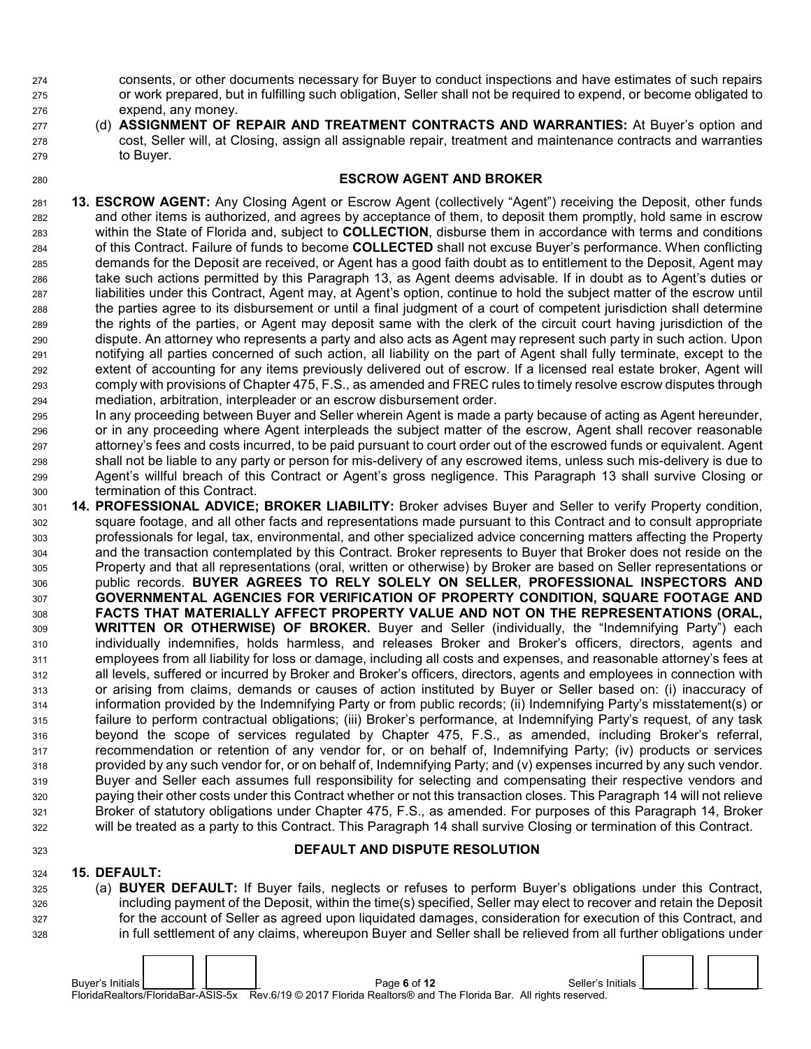consents, or other documents necessary for Buyer to conduct inspections and have estimates of such repairs or work prepared, but in fulfilling such obligation, Seller shall not be required to expend, or become obligated to expend, any money.

(d) **ASSIGNMENT OF REPAIR AND TREATMENT CONTRACTS AND WARRANTIES:** At Buyer's option and cost, Seller will, at Closing, assign all assignable repair, treatment and maintenance contracts and warranties to Buyer.

## ESCROW AGENT AND BROKER

**13. ESCROW AGENT:** Any Closing Agent or Escrow Agent (collectively "Agent") receiving the Deposit, other funds and other items is authorized, and agrees by acceptance of them, to deposit them promptly, hold same in escrow within the State of Florida and, subject to **COLLECTION**, disburse them in accordance with terms and conditions of this Contract. Failure of funds to become **COLLECTED** shall not excuse Buyer's performance. When conflicting demands for the Deposit are received, or Agent has a good faith doubt as to entitlement to the Deposit, Agent may take such actions permitted by this Paragraph 13, as Agent deems advisable. If in doubt as to Agent's duties or liabilities under this Contract, Agent may, at Agent's option, continue to hold the subject matter of the escrow until the parties agree to its disbursement or until a final judgment of a court of competent jurisdiction shall determine the rights of the parties, or Agent may deposit same with the clerk of the circuit court having jurisdiction of the dispute. An attorney who represents a party and also acts as Agent may represent such party in such action. Upon notifying all parties concerned of such action, all liability on the part of Agent shall fully terminate, except to the extent of accounting for any items previously delivered out of escrow. If a licensed real estate broker, Agent will comply with provisions of Chapter 475, F.S., as amended and FREC rules to timely resolve escrow disputes through mediation, arbitration, interpleader or an escrow disbursement order.

In any proceeding between Buyer and Seller wherein Agent is made a party because of acting as Agent hereunder, or in any proceeding where Agent interpleads the subject matter of the escrow, Agent shall recover reasonable attorney's fees and costs incurred, to be paid pursuant to court order out of the escrowed funds or equivalent. Agent shall not be liable to any party or person for mis-delivery of any escrowed items, unless such mis-delivery is due to Agent's willful breach of this Contract or Agent's gross negligence. This Paragraph 13 shall survive Closing or termination of this Contract.

**14. PROFESSIONAL ADVICE; BROKER LIABILITY:** Broker advises Buyer and Seller to verify Property condition, square footage, and all other facts and representations made pursuant to this Contract and to consult appropriate professionals for legal, tax, environmental, and other specialized advice concerning matters affecting the Property and the transaction contemplated by this Contract. Broker represents to Buyer that Broker does not reside on the Property and that all representations (oral, written or otherwise) by Broker are based on Seller representations or public records. **BUYER AGREES TO RELY SOLELY ON SELLER, PROFESSIONAL INSPECTORS AND GOVERNMENTAL AGENCIES FOR VERIFICATION OF PROPERTY CONDITION, SQUARE FOOTAGE AND FACTS THAT MATERIALLY AFFECT PROPERTY VALUE AND NOT ON THE REPRESENTATIONS (ORAL, WRITTEN OR OTHERWISE) OF BROKER.** Buyer and Seller (individually, the "Indemnifying Party") each individually indemnifies, holds harmless, and releases Broker and Broker's officers, directors, agents and employees from all liability for loss or damage, including all costs and expenses, and reasonable attorney's fees at all levels, suffered or incurred by Broker and Broker's officers, directors, agents and employees in connection with or arising from claims, demands or causes of action instituted by Buyer or Seller based on: (i) inaccuracy of information provided by the Indemnifying Party or from public records; (ii) Indemnifying Party's misstatement(s) or failure to perform contractual obligations; (iii) Broker's performance, at Indemnifying Party's request, of any task beyond the scope of services regulated by Chapter 475, F.S., as amended, including Broker's referral, recommendation or retention of any vendor for, or on behalf of, Indemnifying Party; (iv) products or services provided by any such vendor for, or on behalf of, Indemnifying Party; and (v) expenses incurred by any such vendor. Buyer and Seller each assumes full responsibility for selecting and compensating their respective vendors and paying their other costs under this Contract whether or not this transaction closes. This Paragraph 14 will not relieve Broker of statutory obligations under Chapter 475, F.S., as amended. For purposes of this Paragraph 14, Broker will be treated as a party to this Contract. This Paragraph 14 shall survive Closing or termination of this Contract.

## DEFAULT AND DISPUTE RESOLUTION

**15. DEFAULT:**

(a) **BUYER DEFAULT:** If Buyer fails, neglects or refuses to perform Buyer's obligations under this Contract, including payment of the Deposit, within the time(s) specified, Seller may elect to recover and retain the Deposit for the account of Seller as agreed upon liquidated damages, consideration for execution of this Contract, and in full settlement of any claims, whereupon Buyer and Seller shall be relieved from all further obligations under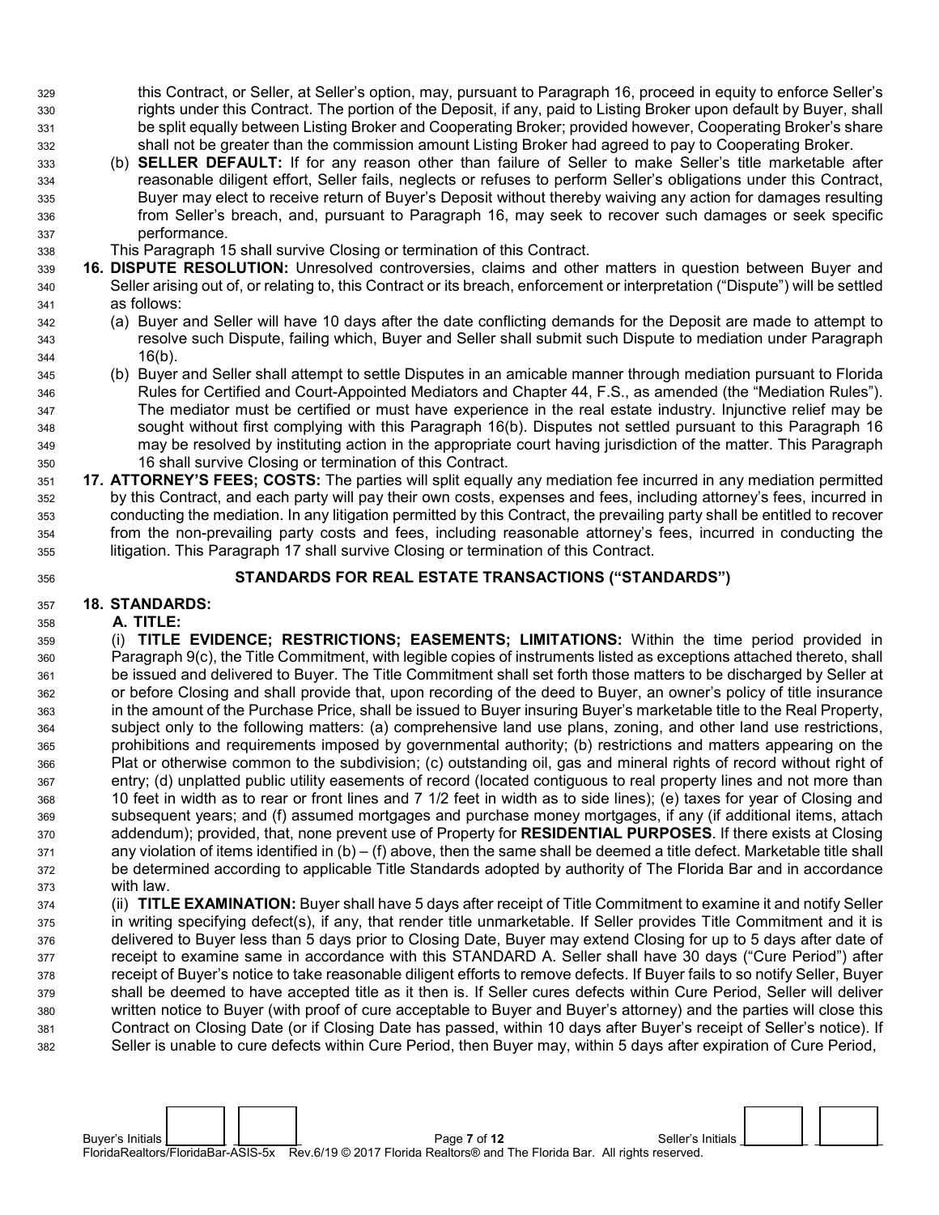this Contract, or Seller, at Seller's option, may, pursuant to Paragraph 16, proceed in equity to enforce Seller's rights under this Contract. The portion of the Deposit, if any, paid to Listing Broker upon default by Buyer, shall be split equally between Listing Broker and Cooperating Broker; provided however, Cooperating Broker's share shall not be greater than the commission amount Listing Broker had agreed to pay to Cooperating Broker.

(b) **SELLER DEFAULT:** If for any reason other than failure of Seller to make Seller's title marketable after reasonable diligent effort, Seller fails, neglects or refuses to perform Seller's obligations under this Contract, Buyer may elect to receive return of Buyer's Deposit without thereby waiving any action for damages resulting from Seller's breach, and, pursuant to Paragraph 16, may seek to recover such damages or seek specific performance.

This Paragraph 15 shall survive Closing or termination of this Contract.

**16. DISPUTE RESOLUTION:** Unresolved controversies, claims and other matters in question between Buyer and Seller arising out of, or relating to, this Contract or its breach, enforcement or interpretation ("Dispute") will be settled as follows:

(a) Buyer and Seller will have 10 days after the date conflicting demands for the Deposit are made to attempt to resolve such Dispute, failing which, Buyer and Seller shall submit such Dispute to mediation under Paragraph 16(b).

(b) Buyer and Seller shall attempt to settle Disputes in an amicable manner through mediation pursuant to Florida Rules for Certified and Court-Appointed Mediators and Chapter 44, F.S., as amended (the "Mediation Rules"). The mediator must be certified or must have experience in the real estate industry. Injunctive relief may be sought without first complying with this Paragraph 16(b). Disputes not settled pursuant to this Paragraph 16 may be resolved by instituting action in the appropriate court having jurisdiction of the matter. This Paragraph 16 shall survive Closing or termination of this Contract.

**17. ATTORNEY'S FEES; COSTS:** The parties will split equally any mediation fee incurred in any mediation permitted by this Contract, and each party will pay their own costs, expenses and fees, including attorney's fees, incurred in conducting the mediation. In any litigation permitted by this Contract, the prevailing party shall be entitled to recover from the non-prevailing party costs and fees, including reasonable attorney's fees, incurred in conducting the litigation. This Paragraph 17 shall survive Closing or termination of this Contract.

## STANDARDS FOR REAL ESTATE TRANSACTIONS ("STANDARDS")

**18. STANDARDS:**

**A. TITLE:**

(i) **TITLE EVIDENCE; RESTRICTIONS; EASEMENTS; LIMITATIONS:** Within the time period provided in Paragraph 9(c), the Title Commitment, with legible copies of instruments listed as exceptions attached thereto, shall be issued and delivered to Buyer. The Title Commitment shall set forth those matters to be discharged by Seller at or before Closing and shall provide that, upon recording of the deed to Buyer, an owner's policy of title insurance in the amount of the Purchase Price, shall be issued to Buyer insuring Buyer's marketable title to the Real Property, subject only to the following matters: (a) comprehensive land use plans, zoning, and other land use restrictions, prohibitions and requirements imposed by governmental authority; (b) restrictions and matters appearing on the Plat or otherwise common to the subdivision; (c) outstanding oil, gas and mineral rights of record without right of entry; (d) unplatted public utility easements of record (located contiguous to real property lines and not more than 10 feet in width as to rear or front lines and 7 1/2 feet in width as to side lines); (e) taxes for year of Closing and subsequent years; and (f) assumed mortgages and purchase money mortgages, if any (if additional items, attach addendum); provided, that, none prevent use of Property for **RESIDENTIAL PURPOSES**. If there exists at Closing any violation of items identified in (b) – (f) above, then the same shall be deemed a title defect. Marketable title shall be determined according to applicable Title Standards adopted by authority of The Florida Bar and in accordance with law.

(ii) **TITLE EXAMINATION:** Buyer shall have 5 days after receipt of Title Commitment to examine it and notify Seller in writing specifying defect(s), if any, that render title unmarketable. If Seller provides Title Commitment and it is delivered to Buyer less than 5 days prior to Closing Date, Buyer may extend Closing for up to 5 days after date of receipt to examine same in accordance with this STANDARD A. Seller shall have 30 days ("Cure Period") after receipt of Buyer's notice to take reasonable diligent efforts to remove defects. If Buyer fails to so notify Seller, Buyer shall be deemed to have accepted title as it then is. If Seller cures defects within Cure Period, Seller will deliver written notice to Buyer (with proof of cure acceptable to Buyer and Buyer's attorney) and the parties will close this Contract on Closing Date (or if Closing Date has passed, within 10 days after Buyer's receipt of Seller's notice). If Seller is unable to cure defects within Cure Period, then Buyer may, within 5 days after expiration of Cure Period,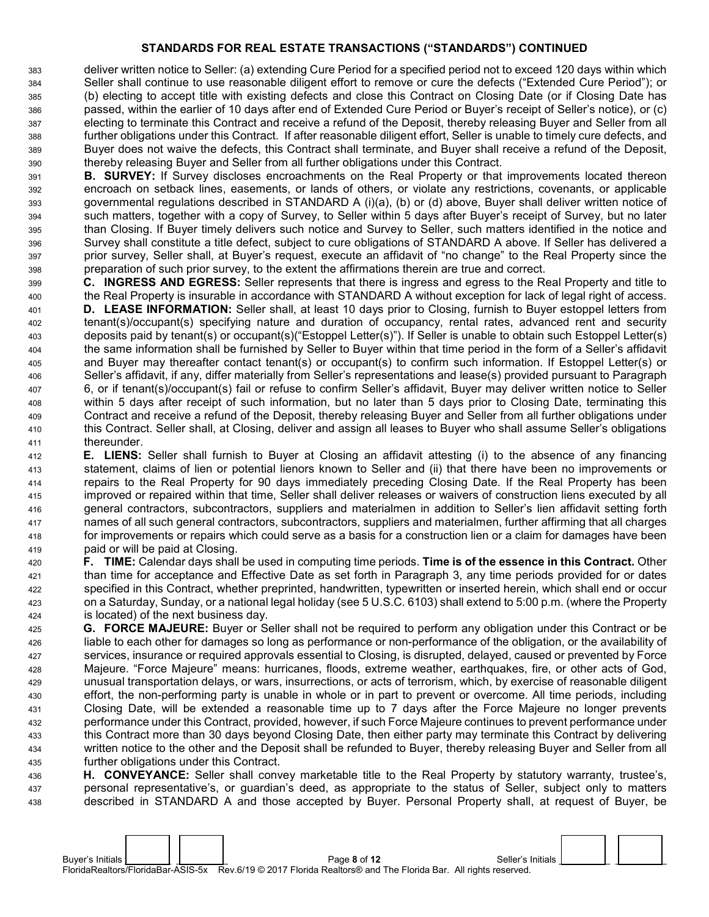## STANDARDS FOR REAL ESTATE TRANSACTIONS ("STANDARDS") CONTINUED

deliver written notice to Seller: (a) extending Cure Period for a specified period not to exceed 120 days within which Seller shall continue to use reasonable diligent effort to remove or cure the defects ("Extended Cure Period"); or (b) electing to accept title with existing defects and close this Contract on Closing Date (or if Closing Date has passed, within the earlier of 10 days after end of Extended Cure Period or Buyer's receipt of Seller's notice), or (c) electing to terminate this Contract and receive a refund of the Deposit, thereby releasing Buyer and Seller from all further obligations under this Contract. If after reasonable diligent effort, Seller is unable to timely cure defects, and Buyer does not waive the defects, this Contract shall terminate, and Buyer shall receive a refund of the Deposit, thereby releasing Buyer and Seller from all further obligations under this Contract.

**B. SURVEY:** If Survey discloses encroachments on the Real Property or that improvements located thereon encroach on setback lines, easements, or lands of others, or violate any restrictions, covenants, or applicable governmental regulations described in STANDARD A (i)(a), (b) or (d) above, Buyer shall deliver written notice of such matters, together with a copy of Survey, to Seller within 5 days after Buyer's receipt of Survey, but no later than Closing. If Buyer timely delivers such notice and Survey to Seller, such matters identified in the notice and Survey shall constitute a title defect, subject to cure obligations of STANDARD A above. If Seller has delivered a prior survey, Seller shall, at Buyer's request, execute an affidavit of "no change" to the Real Property since the preparation of such prior survey, to the extent the affirmations therein are true and correct.

**C. INGRESS AND EGRESS:** Seller represents that there is ingress and egress to the Real Property and title to the Real Property is insurable in accordance with STANDARD A without exception for lack of legal right of access.

**D. LEASE INFORMATION:** Seller shall, at least 10 days prior to Closing, furnish to Buyer estoppel letters from tenant(s)/occupant(s) specifying nature and duration of occupancy, rental rates, advanced rent and security deposits paid by tenant(s) or occupant(s)("Estoppel Letter(s)"). If Seller is unable to obtain such Estoppel Letter(s) the same information shall be furnished by Seller to Buyer within that time period in the form of a Seller's affidavit and Buyer may thereafter contact tenant(s) or occupant(s) to confirm such information. If Estoppel Letter(s) or Seller's affidavit, if any, differ materially from Seller's representations and lease(s) provided pursuant to Paragraph 6, or if tenant(s)/occupant(s) fail or refuse to confirm Seller's affidavit, Buyer may deliver written notice to Seller within 5 days after receipt of such information, but no later than 5 days prior to Closing Date, terminating this Contract and receive a refund of the Deposit, thereby releasing Buyer and Seller from all further obligations under this Contract. Seller shall, at Closing, deliver and assign all leases to Buyer who shall assume Seller's obligations thereunder.

**E. LIENS:** Seller shall furnish to Buyer at Closing an affidavit attesting (i) to the absence of any financing statement, claims of lien or potential lienors known to Seller and (ii) that there have been no improvements or repairs to the Real Property for 90 days immediately preceding Closing Date. If the Real Property has been improved or repaired within that time, Seller shall deliver releases or waivers of construction liens executed by all general contractors, subcontractors, suppliers and materialmen in addition to Seller's lien affidavit setting forth names of all such general contractors, subcontractors, suppliers and materialmen, further affirming that all charges for improvements or repairs which could serve as a basis for a construction lien or a claim for damages have been paid or will be paid at Closing.

**F. TIME:** Calendar days shall be used in computing time periods. **Time is of the essence in this Contract.** Other than time for acceptance and Effective Date as set forth in Paragraph 3, any time periods provided for or dates specified in this Contract, whether preprinted, handwritten, typewritten or inserted herein, which shall end or occur on a Saturday, Sunday, or a national legal holiday (see 5 U.S.C. 6103) shall extend to 5:00 p.m. (where the Property is located) of the next business day.

**G. FORCE MAJEURE:** Buyer or Seller shall not be required to perform any obligation under this Contract or be liable to each other for damages so long as performance or non-performance of the obligation, or the availability of services, insurance or required approvals essential to Closing, is disrupted, delayed, caused or prevented by Force Majeure. "Force Majeure" means: hurricanes, floods, extreme weather, earthquakes, fire, or other acts of God, unusual transportation delays, or wars, insurrections, or acts of terrorism, which, by exercise of reasonable diligent effort, the non-performing party is unable in whole or in part to prevent or overcome. All time periods, including Closing Date, will be extended a reasonable time up to 7 days after the Force Majeure no longer prevents performance under this Contract, provided, however, if such Force Majeure continues to prevent performance under this Contract more than 30 days beyond Closing Date, then either party may terminate this Contract by delivering written notice to the other and the Deposit shall be refunded to Buyer, thereby releasing Buyer and Seller from all further obligations under this Contract.

**H. CONVEYANCE:** Seller shall convey marketable title to the Real Property by statutory warranty, trustee's, personal representative's, or guardian's deed, as appropriate to the status of Seller, subject only to matters described in STANDARD A and those accepted by Buyer. Personal Property shall, at request of Buyer, be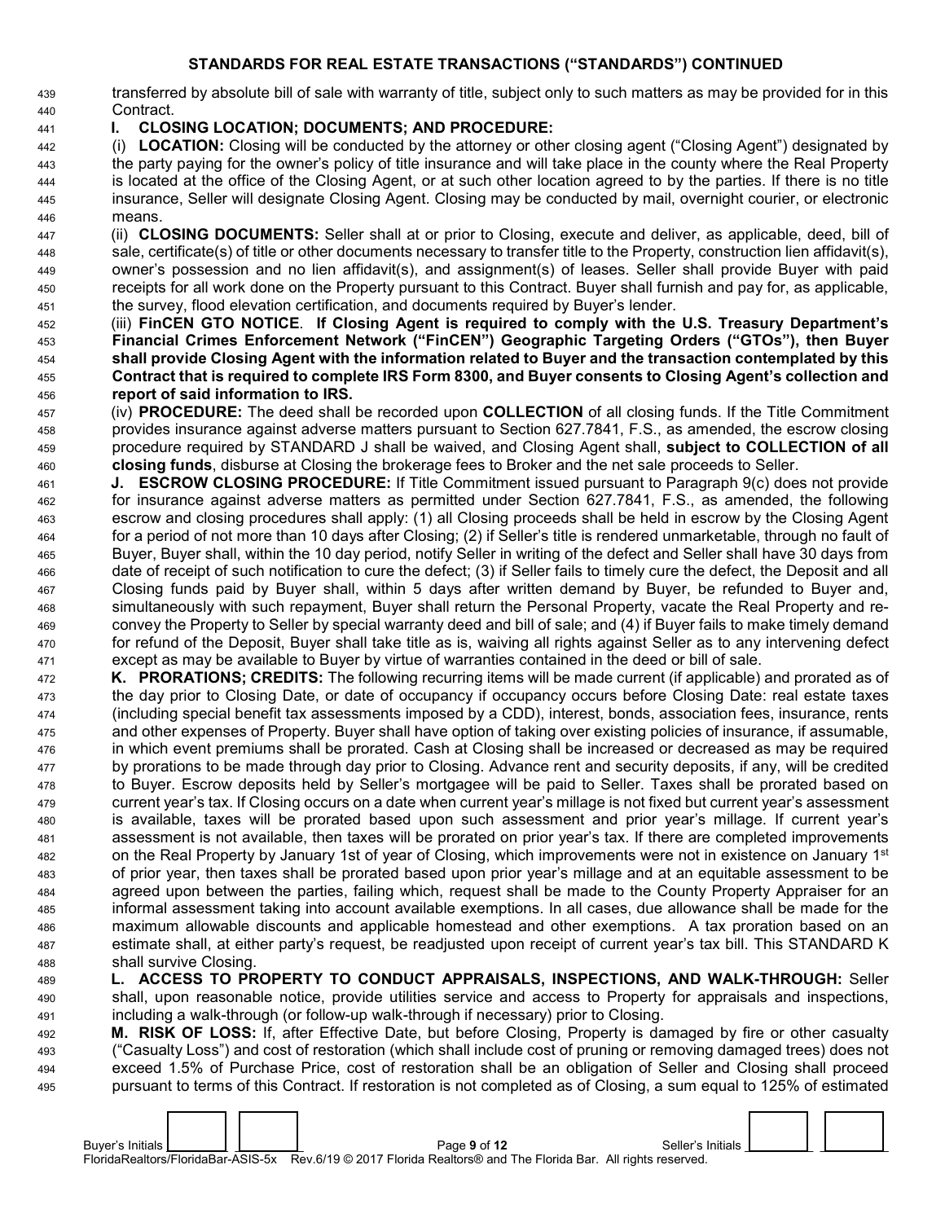## STANDARDS FOR REAL ESTATE TRANSACTIONS ("STANDARDS") CONTINUED

transferred by absolute bill of sale with warranty of title, subject only to such matters as may be provided for in this Contract.

**I. CLOSING LOCATION; DOCUMENTS; AND PROCEDURE:**

(i) **LOCATION:** Closing will be conducted by the attorney or other closing agent ("Closing Agent") designated by the party paying for the owner's policy of title insurance and will take place in the county where the Real Property is located at the office of the Closing Agent, or at such other location agreed to by the parties. If there is no title insurance, Seller will designate Closing Agent. Closing may be conducted by mail, overnight courier, or electronic means.

(ii) **CLOSING DOCUMENTS:** Seller shall at or prior to Closing, execute and deliver, as applicable, deed, bill of sale, certificate(s) of title or other documents necessary to transfer title to the Property, construction lien affidavit(s), owner's possession and no lien affidavit(s), and assignment(s) of leases. Seller shall provide Buyer with paid receipts for all work done on the Property pursuant to this Contract. Buyer shall furnish and pay for, as applicable, the survey, flood elevation certification, and documents required by Buyer's lender.

(iii) **FinCEN GTO NOTICE**. **If Closing Agent is required to comply with the U.S. Treasury Department's Financial Crimes Enforcement Network ("FinCEN") Geographic Targeting Orders ("GTOs"), then Buyer shall provide Closing Agent with the information related to Buyer and the transaction contemplated by this Contract that is required to complete IRS Form 8300, and Buyer consents to Closing Agent's collection and report of said information to IRS.**

(iv) **PROCEDURE:** The deed shall be recorded upon **COLLECTION** of all closing funds. If the Title Commitment provides insurance against adverse matters pursuant to Section 627.7841, F.S., as amended, the escrow closing procedure required by STANDARD J shall be waived, and Closing Agent shall, **subject to COLLECTION of all closing funds**, disburse at Closing the brokerage fees to Broker and the net sale proceeds to Seller.

**J. ESCROW CLOSING PROCEDURE:** If Title Commitment issued pursuant to Paragraph 9(c) does not provide for insurance against adverse matters as permitted under Section 627.7841, F.S., as amended, the following escrow and closing procedures shall apply: (1) all Closing proceeds shall be held in escrow by the Closing Agent for a period of not more than 10 days after Closing; (2) if Seller's title is rendered unmarketable, through no fault of Buyer, Buyer shall, within the 10 day period, notify Seller in writing of the defect and Seller shall have 30 days from date of receipt of such notification to cure the defect; (3) if Seller fails to timely cure the defect, the Deposit and all Closing funds paid by Buyer shall, within 5 days after written demand by Buyer, be refunded to Buyer and, simultaneously with such repayment, Buyer shall return the Personal Property, vacate the Real Property and re-convey the Property to Seller by special warranty deed and bill of sale; and (4) if Buyer fails to make timely demand for refund of the Deposit, Buyer shall take title as is, waiving all rights against Seller as to any intervening defect except as may be available to Buyer by virtue of warranties contained in the deed or bill of sale.

**K. PRORATIONS; CREDITS:** The following recurring items will be made current (if applicable) and prorated as of the day prior to Closing Date, or date of occupancy if occupancy occurs before Closing Date: real estate taxes (including special benefit tax assessments imposed by a CDD), interest, bonds, association fees, insurance, rents and other expenses of Property. Buyer shall have option of taking over existing policies of insurance, if assumable, in which event premiums shall be prorated. Cash at Closing shall be increased or decreased as may be required by prorations to be made through day prior to Closing. Advance rent and security deposits, if any, will be credited to Buyer. Escrow deposits held by Seller's mortgagee will be paid to Seller. Taxes shall be prorated based on current year's tax. If Closing occurs on a date when current year's millage is not fixed but current year's assessment is available, taxes will be prorated based upon such assessment and prior year's millage. If current year's assessment is not available, then taxes will be prorated on prior year's tax. If there are completed improvements on the Real Property by January 1st of year of Closing, which improvements were not in existence on January 1st of prior year, then taxes shall be prorated based upon prior year's millage and at an equitable assessment to be agreed upon between the parties, failing which, request shall be made to the County Property Appraiser for an informal assessment taking into account available exemptions. In all cases, due allowance shall be made for the maximum allowable discounts and applicable homestead and other exemptions. A tax proration based on an estimate shall, at either party's request, be readjusted upon receipt of current year's tax bill. This STANDARD K shall survive Closing.

**L. ACCESS TO PROPERTY TO CONDUCT APPRAISALS, INSPECTIONS, AND WALK-THROUGH:** Seller shall, upon reasonable notice, provide utilities service and access to Property for appraisals and inspections, including a walk-through (or follow-up walk-through if necessary) prior to Closing.

**M. RISK OF LOSS:** If, after Effective Date, but before Closing, Property is damaged by fire or other casualty ("Casualty Loss") and cost of restoration (which shall include cost of pruning or removing damaged trees) does not exceed 1.5% of Purchase Price, cost of restoration shall be an obligation of Seller and Closing shall proceed pursuant to terms of this Contract. If restoration is not completed as of Closing, a sum equal to 125% of estimated

Buyer's Initials ______ ______ Seller's Initials ______ ______

FloridaRealtors/FloridaBar-ASIS-5x Rev.6/19 © 2017 Florida Realtors® and The Florida Bar. All rights reserved.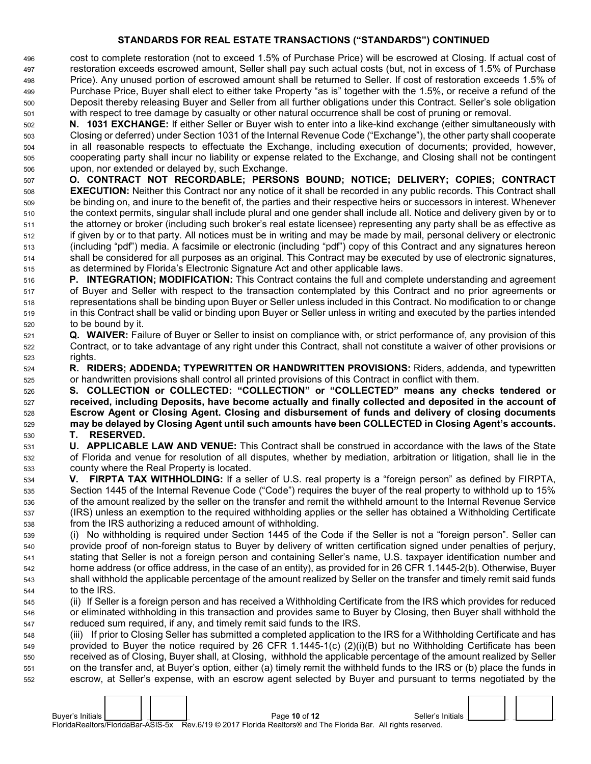## STANDARDS FOR REAL ESTATE TRANSACTIONS ("STANDARDS") CONTINUED

cost to complete restoration (not to exceed 1.5% of Purchase Price) will be escrowed at Closing. If actual cost of restoration exceeds escrowed amount, Seller shall pay such actual costs (but, not in excess of 1.5% of Purchase Price). Any unused portion of escrowed amount shall be returned to Seller. If cost of restoration exceeds 1.5% of Purchase Price, Buyer shall elect to either take Property "as is" together with the 1.5%, or receive a refund of the Deposit thereby releasing Buyer and Seller from all further obligations under this Contract. Seller's sole obligation with respect to tree damage by casualty or other natural occurrence shall be cost of pruning or removal.

**N. 1031 EXCHANGE:** If either Seller or Buyer wish to enter into a like-kind exchange (either simultaneously with Closing or deferred) under Section 1031 of the Internal Revenue Code ("Exchange"), the other party shall cooperate in all reasonable respects to effectuate the Exchange, including execution of documents; provided, however, cooperating party shall incur no liability or expense related to the Exchange, and Closing shall not be contingent upon, nor extended or delayed by, such Exchange.

**O. CONTRACT NOT RECORDABLE; PERSONS BOUND; NOTICE; DELIVERY; COPIES; CONTRACT EXECUTION:** Neither this Contract nor any notice of it shall be recorded in any public records. This Contract shall be binding on, and inure to the benefit of, the parties and their respective heirs or successors in interest. Whenever the context permits, singular shall include plural and one gender shall include all. Notice and delivery given by or to the attorney or broker (including such broker's real estate licensee) representing any party shall be as effective as if given by or to that party. All notices must be in writing and may be made by mail, personal delivery or electronic (including "pdf") media. A facsimile or electronic (including "pdf") copy of this Contract and any signatures hereon shall be considered for all purposes as an original. This Contract may be executed by use of electronic signatures, as determined by Florida's Electronic Signature Act and other applicable laws.

**P. INTEGRATION; MODIFICATION:** This Contract contains the full and complete understanding and agreement of Buyer and Seller with respect to the transaction contemplated by this Contract and no prior agreements or representations shall be binding upon Buyer or Seller unless included in this Contract. No modification to or change in this Contract shall be valid or binding upon Buyer or Seller unless in writing and executed by the parties intended to be bound by it.

**Q. WAIVER:** Failure of Buyer or Seller to insist on compliance with, or strict performance of, any provision of this Contract, or to take advantage of any right under this Contract, shall not constitute a waiver of other provisions or rights.

**R. RIDERS; ADDENDA; TYPEWRITTEN OR HANDWRITTEN PROVISIONS:** Riders, addenda, and typewritten or handwritten provisions shall control all printed provisions of this Contract in conflict with them.

**S. COLLECTION or COLLECTED: "COLLECTION" or "COLLECTED" means any checks tendered or received, including Deposits, have become actually and finally collected and deposited in the account of Escrow Agent or Closing Agent. Closing and disbursement of funds and delivery of closing documents may be delayed by Closing Agent until such amounts have been COLLECTED in Closing Agent's accounts.**

**T. RESERVED.**

**U. APPLICABLE LAW AND VENUE:** This Contract shall be construed in accordance with the laws of the State of Florida and venue for resolution of all disputes, whether by mediation, arbitration or litigation, shall lie in the county where the Real Property is located.

**V. FIRPTA TAX WITHHOLDING:** If a seller of U.S. real property is a "foreign person" as defined by FIRPTA, Section 1445 of the Internal Revenue Code ("Code") requires the buyer of the real property to withhold up to 15% of the amount realized by the seller on the transfer and remit the withheld amount to the Internal Revenue Service (IRS) unless an exemption to the required withholding applies or the seller has obtained a Withholding Certificate from the IRS authorizing a reduced amount of withholding.

(i) No withholding is required under Section 1445 of the Code if the Seller is not a "foreign person". Seller can provide proof of non-foreign status to Buyer by delivery of written certification signed under penalties of perjury, stating that Seller is not a foreign person and containing Seller's name, U.S. taxpayer identification number and home address (or office address, in the case of an entity), as provided for in 26 CFR 1.1445-2(b). Otherwise, Buyer shall withhold the applicable percentage of the amount realized by Seller on the transfer and timely remit said funds to the IRS.

(ii) If Seller is a foreign person and has received a Withholding Certificate from the IRS which provides for reduced or eliminated withholding in this transaction and provides same to Buyer by Closing, then Buyer shall withhold the reduced sum required, if any, and timely remit said funds to the IRS.

(iii) If prior to Closing Seller has submitted a completed application to the IRS for a Withholding Certificate and has provided to Buyer the notice required by 26 CFR 1.1445-1(c) (2)(i)(B) but no Withholding Certificate has been received as of Closing, Buyer shall, at Closing, withhold the applicable percentage of the amount realized by Seller on the transfer and, at Buyer's option, either (a) timely remit the withheld funds to the IRS or (b) place the funds in escrow, at Seller's expense, with an escrow agent selected by Buyer and pursuant to terms negotiated by the

Buyer's Initials ______ ______ Seller's Initials ______ ______

FloridaRealtors/FloridaBar-ASIS-5x Rev.6/19 © 2017 Florida Realtors® and The Florida Bar. All rights reserved.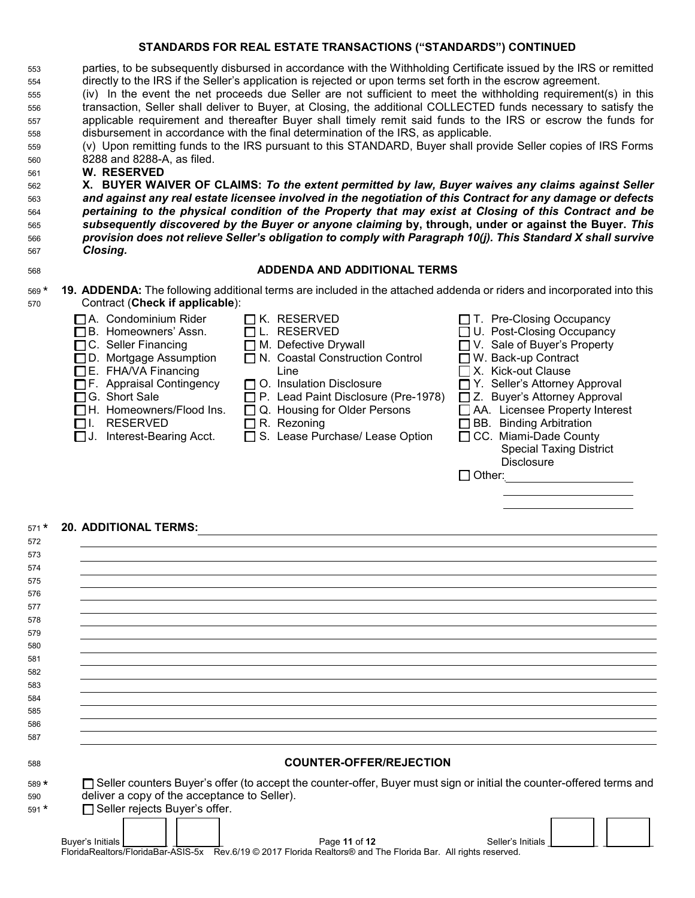## STANDARDS FOR REAL ESTATE TRANSACTIONS ("STANDARDS") CONTINUED

parties, to be subsequently disbursed in accordance with the Withholding Certificate issued by the IRS or remitted directly to the IRS if the Seller's application is rejected or upon terms set forth in the escrow agreement.

(iv) In the event the net proceeds due Seller are not sufficient to meet the withholding requirement(s) in this transaction, Seller shall deliver to Buyer, at Closing, the additional COLLECTED funds necessary to satisfy the applicable requirement and thereafter Buyer shall timely remit said funds to the IRS or escrow the funds for disbursement in accordance with the final determination of the IRS, as applicable.

(v) Upon remitting funds to the IRS pursuant to this STANDARD, Buyer shall provide Seller copies of IRS Forms 8288 and 8288-A, as filed.

**W. RESERVED**

**X. BUYER WAIVER OF CLAIMS:** ***To the extent permitted by law, Buyer waives any claims against Seller and against any real estate licensee involved in the negotiation of this Contract for any damage or defects pertaining to the physical condition of the Property that may exist at Closing of this Contract and be subsequently discovered by the Buyer or anyone claiming*** **by, through, under or against the Buyer.** ***This provision does not relieve Seller's obligation to comply with Paragraph 10(j). This Standard X shall survive Closing.***

## ADDENDA AND ADDITIONAL TERMS

\* **19. ADDENDA:** The following additional terms are included in the attached addenda or riders and incorporated into this Contract (**Check if applicable**):

- ☐ A. Condominium Rider
- ☐ B. Homeowners' Assn.
- ☐ C. Seller Financing
- ☐ D. Mortgage Assumption
- ☐ E. FHA/VA Financing
- ☐ F. Appraisal Contingency
- ☐ G. Short Sale
- ☐ H. Homeowners/Flood Ins.
- ☐ I. RESERVED
- ☐ J. Interest-Bearing Acct.
- ☐ K. RESERVED
- ☐ L. RESERVED
- ☐ M. Defective Drywall
- ☐ N. Coastal Construction Control Line
- ☐ O. Insulation Disclosure
- ☐ P. Lead Paint Disclosure (Pre-1978)
- ☐ Q. Housing for Older Persons
- ☐ R. Rezoning
- ☐ S. Lease Purchase/ Lease Option
- ☐ T. Pre-Closing Occupancy
- ☐ U. Post-Closing Occupancy
- ☐ V. Sale of Buyer's Property
- ☐ W. Back-up Contract
- ☐ X. Kick-out Clause
- ☐ Y. Seller's Attorney Approval
- ☐ Z. Buyer's Attorney Approval
- ☐ AA. Licensee Property Interest
- ☐ BB. Binding Arbitration
- ☐ CC. Miami-Dade County Special Taxing District Disclosure
- ☐ Other: ____________________

\* **20. ADDITIONAL TERMS:** ____________________

## COUNTER-OFFER/REJECTION

\* ☐ Seller counters Buyer's offer (to accept the counter-offer, Buyer must sign or initial the counter-offered terms and deliver a copy of the acceptance to Seller).

\* ☐ Seller rejects Buyer's offer.

Buyer's Initials ______ ______ Seller's Initials ______ ______

FloridaRealtors/FloridaBar-ASIS-5x Rev.6/19 © 2017 Florida Realtors® and The Florida Bar. All rights reserved.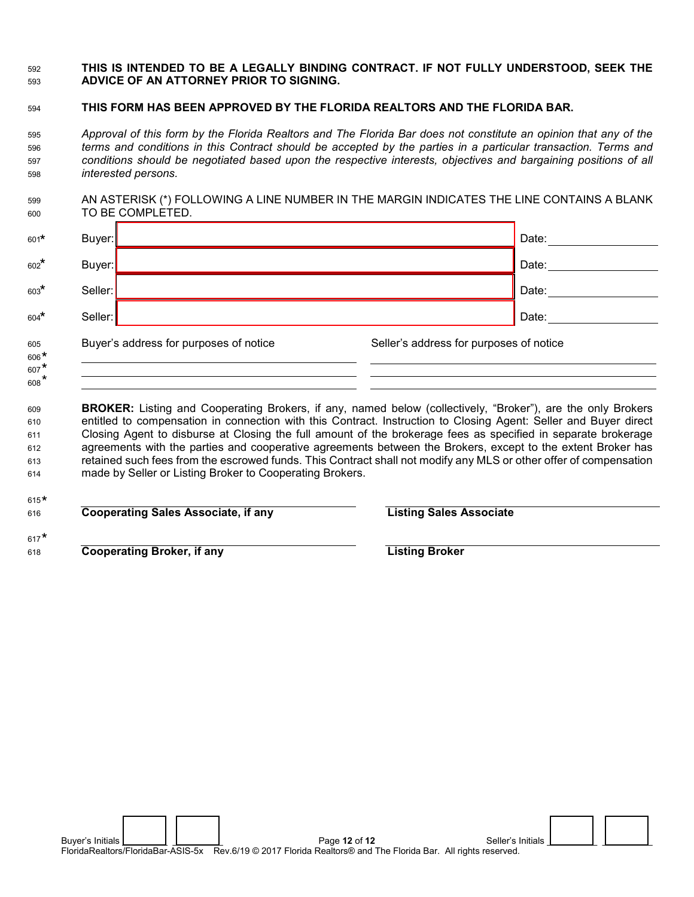**THIS IS INTENDED TO BE A LEGALLY BINDING CONTRACT. IF NOT FULLY UNDERSTOOD, SEEK THE ADVICE OF AN ATTORNEY PRIOR TO SIGNING.**

**THIS FORM HAS BEEN APPROVED BY THE FLORIDA REALTORS AND THE FLORIDA BAR.**

*Approval of this form by the Florida Realtors and The Florida Bar does not constitute an opinion that any of the terms and conditions in this Contract should be accepted by the parties in a particular transaction. Terms and conditions should be negotiated based upon the respective interests, objectives and bargaining positions of all interested persons.*

AN ASTERISK (*) FOLLOWING A LINE NUMBER IN THE MARGIN INDICATES THE LINE CONTAINS A BLANK TO BE COMPLETED.

Buyer: ______________________________ Date: ______________

Buyer: ______________________________ Date: ______________

Seller: ______________________________ Date: ______________

Seller: ______________________________ Date: ______________

| Buyer's address for purposes of notice | Seller's address for purposes of notice |
| --- | --- |
| | |
| | |
| | |

**BROKER:** Listing and Cooperating Brokers, if any, named below (collectively, "Broker"), are the only Brokers entitled to compensation in connection with this Contract. Instruction to Closing Agent: Seller and Buyer direct Closing Agent to disburse at Closing the full amount of the brokerage fees as specified in separate brokerage agreements with the parties and cooperative agreements between the Brokers, except to the extent Broker has retained such fees from the escrowed funds. This Contract shall not modify any MLS or other offer of compensation made by Seller or Listing Broker to Cooperating Brokers.

| | |
| --- | --- |
| ______________________________ | ______________________________ |
| **Cooperating Sales Associate, if any** | **Listing Sales Associate** |
| ______________________________ | ______________________________ |
| **Cooperating Broker, if any** | **Listing Broker** |